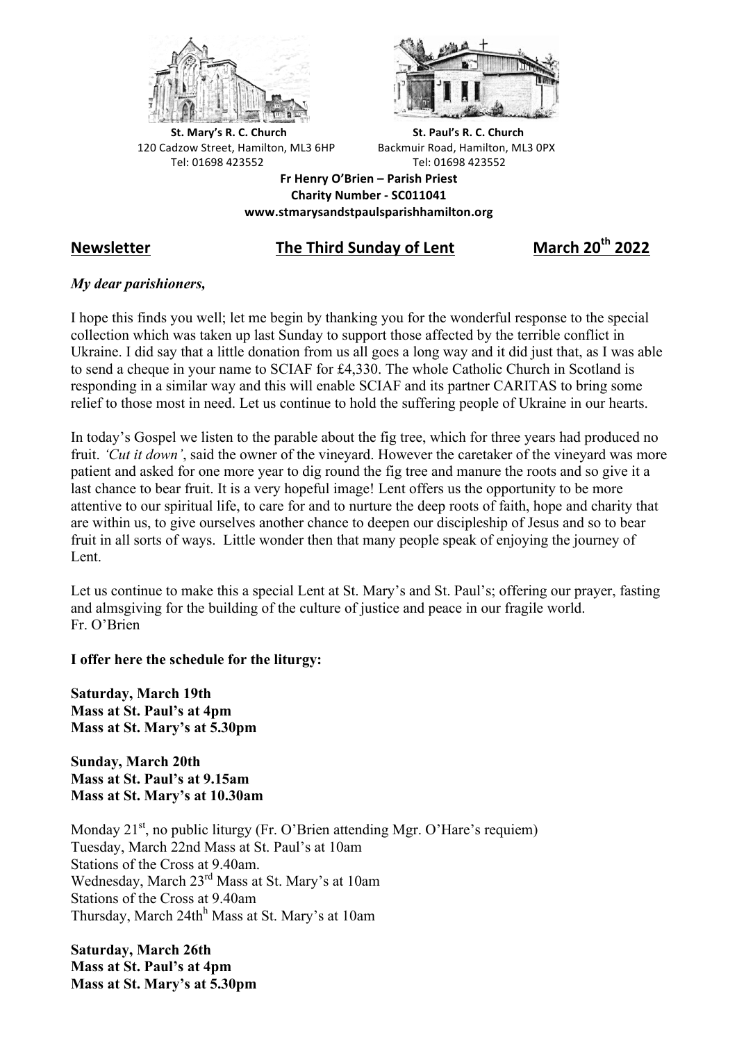**St. Mary's R. C. Church**
120 Cadzow Street, Hamilton, ML3 6HP
Tel: 01698 423552

**St. Paul's R. C. Church**
Backmuir Road, Hamilton, ML3 0PX
Tel: 01698 423552

**Fr Henry O'Brien – Parish Priest**
**Charity Number - SC011041**
**www.stmarysandstpaulsparishhamilton.org**

## Newsletter — The Third Sunday of Lent — March 20th 2022

***My dear parishioners,***

I hope this finds you well; let me begin by thanking you for the wonderful response to the special collection which was taken up last Sunday to support those affected by the terrible conflict in Ukraine. I did say that a little donation from us all goes a long way and it did just that, as I was able to send a cheque in your name to SCIAF for £4,330. The whole Catholic Church in Scotland is responding in a similar way and this will enable SCIAF and its partner CARITAS to bring some relief to those most in need. Let us continue to hold the suffering people of Ukraine in our hearts.

In today's Gospel we listen to the parable about the fig tree, which for three years had produced no fruit. *'Cut it down'*, said the owner of the vineyard. However the caretaker of the vineyard was more patient and asked for one more year to dig round the fig tree and manure the roots and so give it a last chance to bear fruit. It is a very hopeful image! Lent offers us the opportunity to be more attentive to our spiritual life, to care for and to nurture the deep roots of faith, hope and charity that are within us, to give ourselves another chance to deepen our discipleship of Jesus and so to bear fruit in all sorts of ways. Little wonder then that many people speak of enjoying the journey of Lent.

Let us continue to make this a special Lent at St. Mary's and St. Paul's; offering our prayer, fasting and almsgiving for the building of the culture of justice and peace in our fragile world.
Fr. O'Brien

**I offer here the schedule for the liturgy:**

**Saturday, March 19th**
**Mass at St. Paul's at 4pm**
**Mass at St. Mary's at 5.30pm**

**Sunday, March 20th**
**Mass at St. Paul's at 9.15am**
**Mass at St. Mary's at 10.30am**

Monday 21st, no public liturgy (Fr. O'Brien attending Mgr. O'Hare's requiem)
Tuesday, March 22nd Mass at St. Paul's at 10am
Stations of the Cross at 9.40am.
Wednesday, March 23rd Mass at St. Mary's at 10am
Stations of the Cross at 9.40am
Thursday, March 24thh Mass at St. Mary's at 10am

**Saturday, March 26th**
**Mass at St. Paul's at 4pm**
**Mass at St. Mary's at 5.30pm**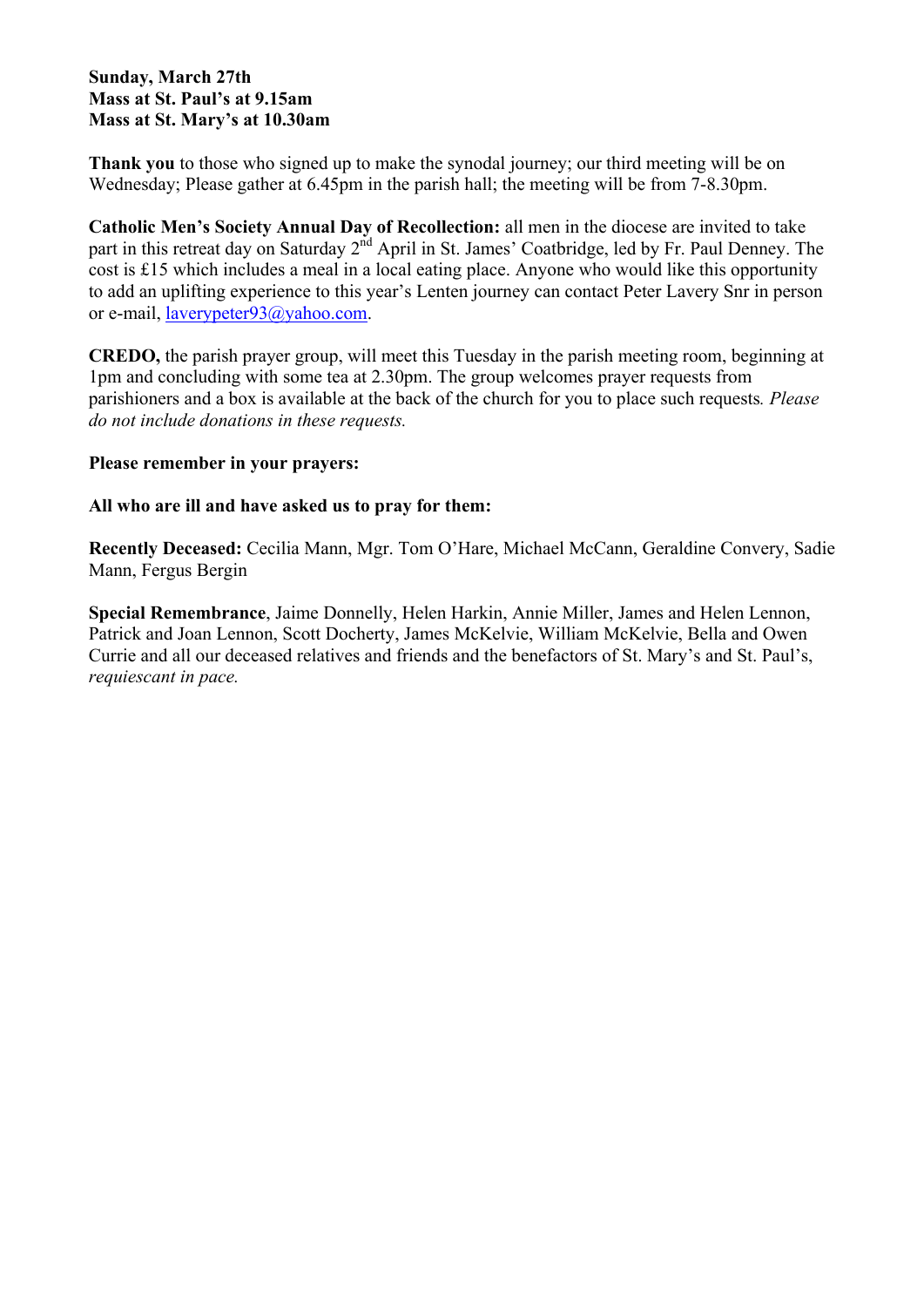**Sunday, March 27th**
**Mass at St. Paul's at 9.15am**
**Mass at St. Mary's at 10.30am**

**Thank you** to those who signed up to make the synodal journey; our third meeting will be on Wednesday; Please gather at 6.45pm in the parish hall; the meeting will be from 7-8.30pm.

**Catholic Men's Society Annual Day of Recollection:** all men in the diocese are invited to take part in this retreat day on Saturday 2nd April in St. James' Coatbridge, led by Fr. Paul Denney. The cost is £15 which includes a meal in a local eating place. Anyone who would like this opportunity to add an uplifting experience to this year's Lenten journey can contact Peter Lavery Snr in person or e-mail, laverypeter93@yahoo.com.

**CREDO,** the parish prayer group, will meet this Tuesday in the parish meeting room, beginning at 1pm and concluding with some tea at 2.30pm. The group welcomes prayer requests from parishioners and a box is available at the back of the church for you to place such requests*. Please do not include donations in these requests.*

**Please remember in your prayers:**

**All who are ill and have asked us to pray for them:**

**Recently Deceased:** Cecilia Mann, Mgr. Tom O'Hare, Michael McCann, Geraldine Convery, Sadie Mann, Fergus Bergin

**Special Remembrance**, Jaime Donnelly, Helen Harkin, Annie Miller, James and Helen Lennon, Patrick and Joan Lennon, Scott Docherty, James McKelvie, William McKelvie, Bella and Owen Currie and all our deceased relatives and friends and the benefactors of St. Mary's and St. Paul's, *requiescant in pace.*